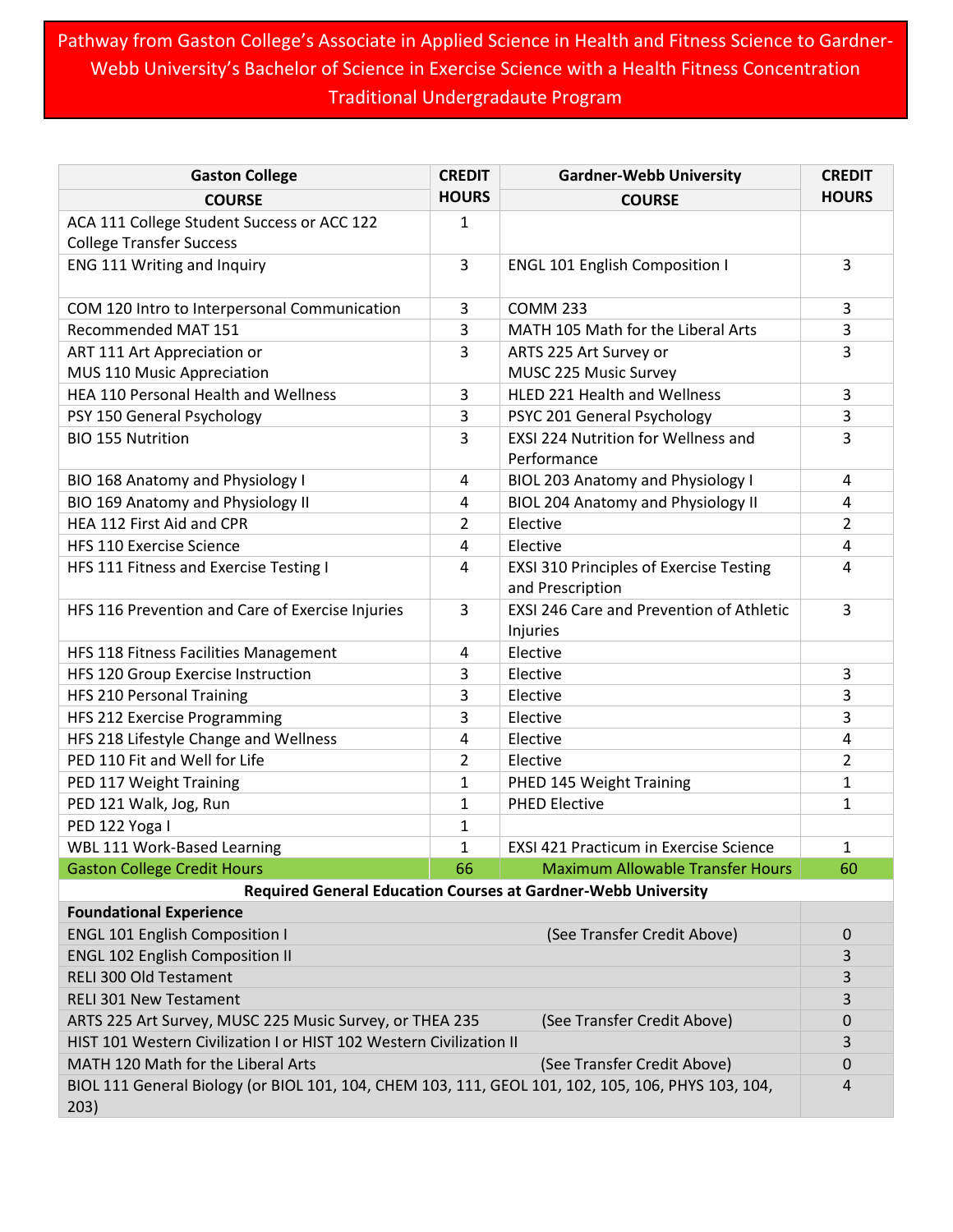# Pathway from Gaston College's Associate in Applied Science in Health and Fitness Science to Gardner-Webb University's Bachelor of Science in Exercise Science with a Health Fitness Concentration Traditional Undergradaute Program

| Gaston College COURSE | CREDIT HOURS | Gardner-Webb University COURSE | CREDIT HOURS |
|---|---|---|---|
| ACA 111 College Student Success or ACC 122 College Transfer Success | 1 | | |
| ENG 111 Writing and Inquiry | 3 | ENGL 101 English Composition I | 3 |
| COM 120 Intro to Interpersonal Communication | 3 | COMM 233 | 3 |
| Recommended MAT 151 | 3 | MATH 105 Math for the Liberal Arts | 3 |
| ART 111 Art Appreciation or MUS 110 Music Appreciation | 3 | ARTS 225 Art Survey or MUSC 225 Music Survey | 3 |
| HEA 110 Personal Health and Wellness | 3 | HLED 221 Health and Wellness | 3 |
| PSY 150 General Psychology | 3 | PSYC 201 General Psychology | 3 |
| BIO 155 Nutrition | 3 | EXSI 224 Nutrition for Wellness and Performance | 3 |
| BIO 168 Anatomy and Physiology I | 4 | BIOL 203 Anatomy and Physiology I | 4 |
| BIO 169 Anatomy and Physiology II | 4 | BIOL 204 Anatomy and Physiology II | 4 |
| HEA 112 First Aid and CPR | 2 | Elective | 2 |
| HFS 110 Exercise Science | 4 | Elective | 4 |
| HFS 111 Fitness and Exercise Testing I | 4 | EXSI 310 Principles of Exercise Testing and Prescription | 4 |
| HFS 116 Prevention and Care of Exercise Injuries | 3 | EXSI 246 Care and Prevention of Athletic Injuries | 3 |
| HFS 118 Fitness Facilities Management | 4 | Elective | |
| HFS 120 Group Exercise Instruction | 3 | Elective | 3 |
| HFS 210 Personal Training | 3 | Elective | 3 |
| HFS 212 Exercise Programming | 3 | Elective | 3 |
| HFS 218 Lifestyle Change and Wellness | 4 | Elective | 4 |
| PED 110 Fit and Well for Life | 2 | Elective | 2 |
| PED 117 Weight Training | 1 | PHED 145 Weight Training | 1 |
| PED 121 Walk, Jog, Run | 1 | PHED Elective | 1 |
| PED 122 Yoga I | 1 | | |
| WBL 111 Work-Based Learning | 1 | EXSI 421 Practicum in Exercise Science | 1 |
| Gaston College Credit Hours | 66 | Maximum Allowable Transfer Hours | 60 |

| Required General Education Courses at Gardner-Webb University | | |
|---|---|---|
| **Foundational Experience** | | |
| ENGL 101 English Composition I | (See Transfer Credit Above) | 0 |
| ENGL 102 English Composition II | | 3 |
| RELI 300 Old Testament | | 3 |
| RELI 301 New Testament | | 3 |
| ARTS 225 Art Survey, MUSC 225 Music Survey, or THEA 235 | (See Transfer Credit Above) | 0 |
| HIST 101 Western Civilization I or HIST 102 Western Civilization II | | 3 |
| MATH 120 Math for the Liberal Arts | (See Transfer Credit Above) | 0 |
| BIOL 111 General Biology (or BIOL 101, 104, CHEM 103, 111, GEOL 101, 102, 105, 106, PHYS 103, 104, 203) | | 4 |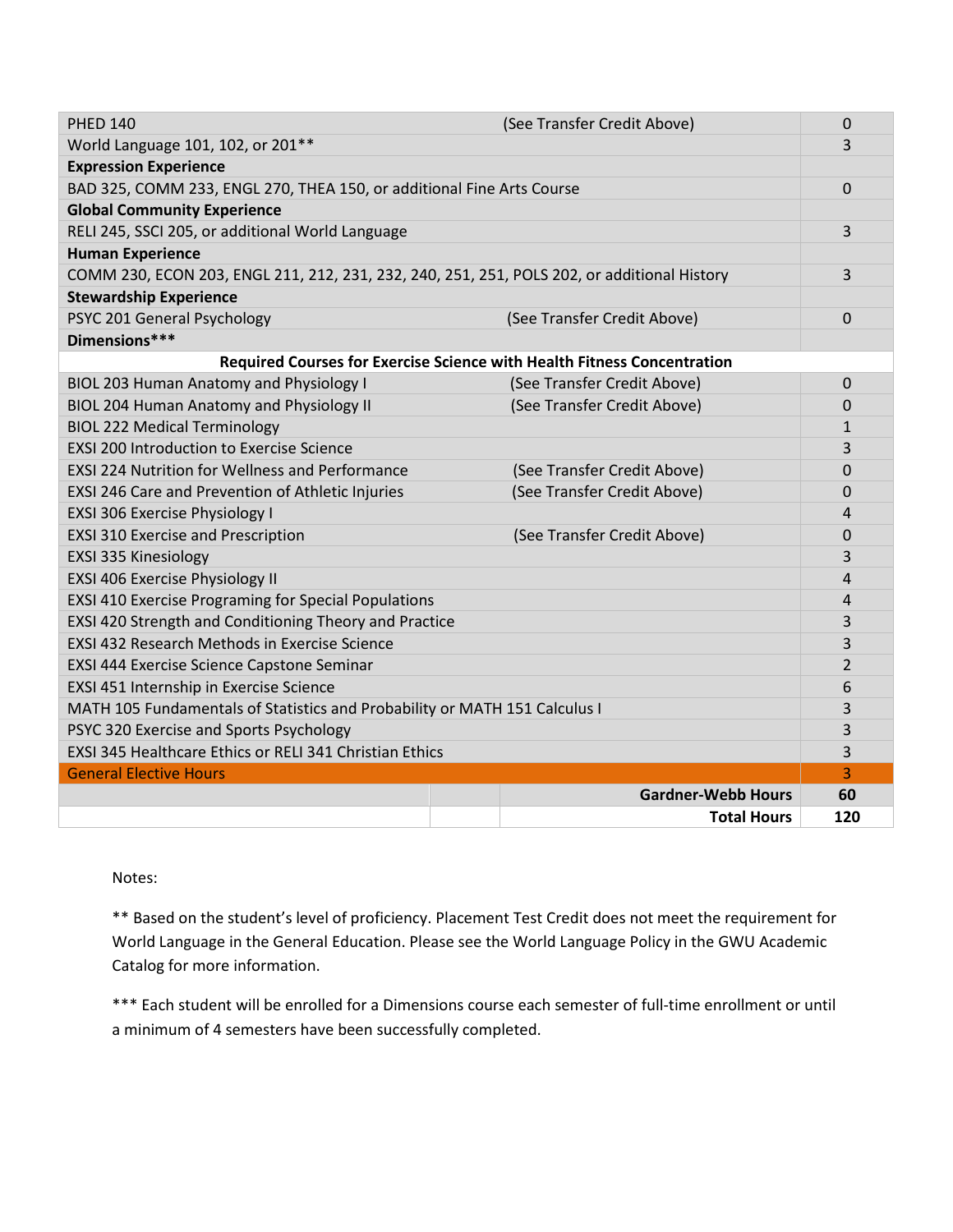| | | |
|---|---|---|
| PHED 140 | (See Transfer Credit Above) | 0 |
| World Language 101, 102, or 201** | | 3 |
| **Expression Experience** | | |
| BAD 325, COMM 233, ENGL 270, THEA 150, or additional Fine Arts Course | | 0 |
| **Global Community Experience** | | |
| RELI 245, SSCI 205, or additional World Language | | 3 |
| **Human Experience** | | |
| COMM 230, ECON 203, ENGL 211, 212, 231, 232, 240, 251, 251, POLS 202, or additional History | | 3 |
| **Stewardship Experience** | | |
| PSYC 201 General Psychology | (See Transfer Credit Above) | 0 |
| **Dimensions*** ** | | |
| **Required Courses for Exercise Science with Health Fitness Concentration** | | |
| BIOL 203 Human Anatomy and Physiology I | (See Transfer Credit Above) | 0 |
| BIOL 204 Human Anatomy and Physiology II | (See Transfer Credit Above) | 0 |
| BIOL 222 Medical Terminology | | 1 |
| EXSI 200 Introduction to Exercise Science | | 3 |
| EXSI 224 Nutrition for Wellness and Performance | (See Transfer Credit Above) | 0 |
| EXSI 246 Care and Prevention of Athletic Injuries | (See Transfer Credit Above) | 0 |
| EXSI 306 Exercise Physiology I | | 4 |
| EXSI 310 Exercise and Prescription | (See Transfer Credit Above) | 0 |
| EXSI 335 Kinesiology | | 3 |
| EXSI 406 Exercise Physiology II | | 4 |
| EXSI 410 Exercise Programing for Special Populations | | 4 |
| EXSI 420 Strength and Conditioning Theory and Practice | | 3 |
| EXSI 432 Research Methods in Exercise Science | | 3 |
| EXSI 444 Exercise Science Capstone Seminar | | 2 |
| EXSI 451 Internship in Exercise Science | | 6 |
| MATH 105 Fundamentals of Statistics and Probability or MATH 151 Calculus I | | 3 |
| PSYC 320 Exercise and Sports Psychology | | 3 |
| EXSI 345 Healthcare Ethics or RELI 341 Christian Ethics | | 3 |
| General Elective Hours | | 3 |
| | **Gardner-Webb Hours** | **60** |
| | **Total Hours** | **120** |

Notes:

** Based on the student's level of proficiency. Placement Test Credit does not meet the requirement for World Language in the General Education. Please see the World Language Policy in the GWU Academic Catalog for more information.

*** Each student will be enrolled for a Dimensions course each semester of full-time enrollment or until a minimum of 4 semesters have been successfully completed.